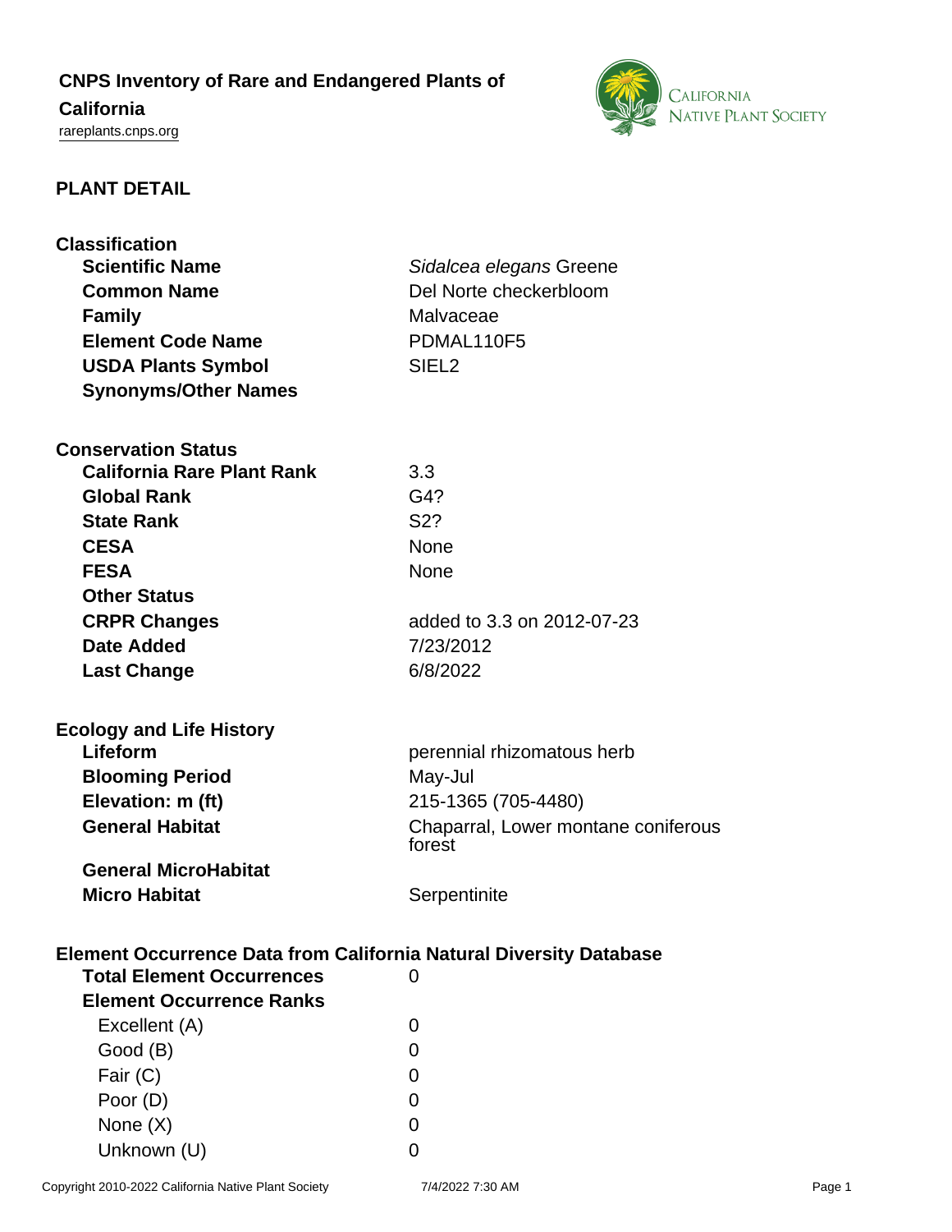# CNPS Inventory of Rare and Endangered Plants of California

rareplants.cnps.org

## PLANT DETAIL

### Classification

| | |
|---|---|
| **Scientific Name** | *Sidalcea elegans* Greene |
| **Common Name** | Del Norte checkerbloom |
| **Family** | Malvaceae |
| **Element Code Name** | PDMAL110F5 |
| **USDA Plants Symbol** | SIEL2 |
| **Synonyms/Other Names** | |

### Conservation Status

| | |
|---|---|
| **California Rare Plant Rank** | 3.3 |
| **Global Rank** | G4? |
| **State Rank** | S2? |
| **CESA** | None |
| **FESA** | None |
| **Other Status** | |
| **CRPR Changes** | added to 3.3 on 2012-07-23 |
| **Date Added** | 7/23/2012 |
| **Last Change** | 6/8/2022 |

### Ecology and Life History

| | |
|---|---|
| **Lifeform** | perennial rhizomatous herb |
| **Blooming Period** | May-Jul |
| **Elevation: m (ft)** | 215-1365 (705-4480) |
| **General Habitat** | Chaparral, Lower montane coniferous forest |
| **General MicroHabitat** | |
| **Micro Habitat** | Serpentinite |

### Element Occurrence Data from California Natural Diversity Database

| | |
|---|---|
| **Total Element Occurrences** | 0 |
| **Element Occurrence Ranks** | |
| Excellent (A) | 0 |
| Good (B) | 0 |
| Fair (C) | 0 |
| Poor (D) | 0 |
| None (X) | 0 |
| Unknown (U) | 0 |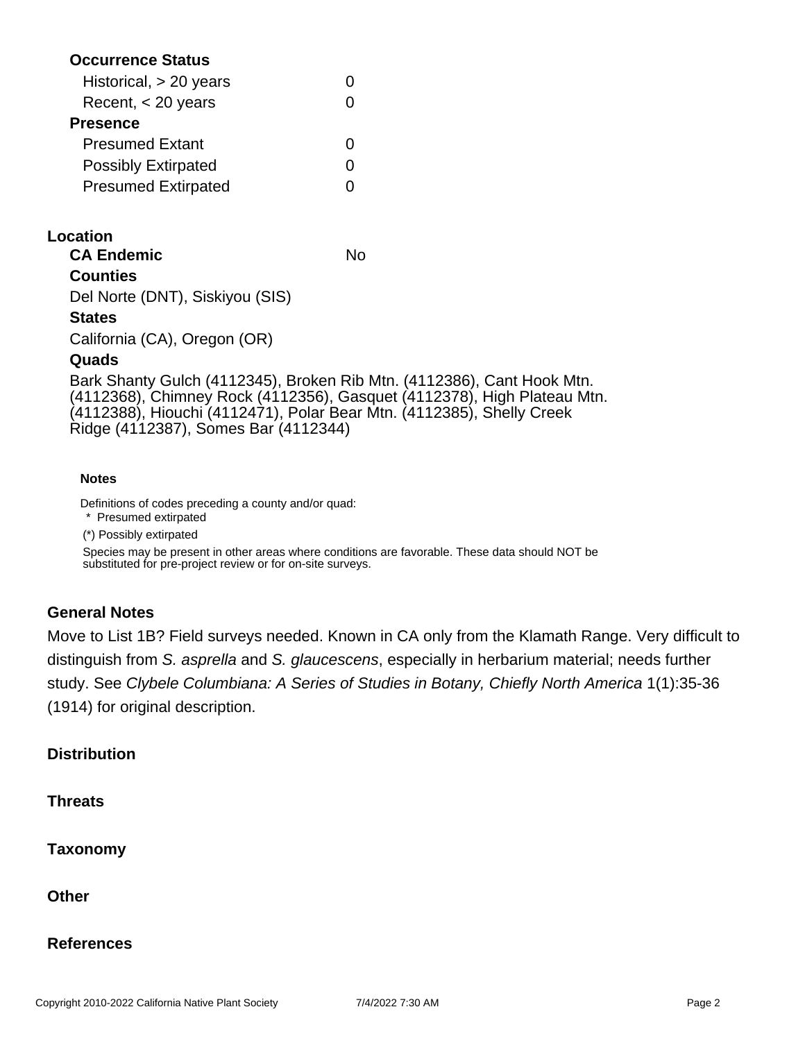**Occurrence Status**

| | |
|---|---|
| Historical, > 20 years | 0 |
| Recent, < 20 years | 0 |

**Presence**

| | |
|---|---|
| Presumed Extant | 0 |
| Possibly Extirpated | 0 |
| Presumed Extirpated | 0 |

## Location

**CA Endemic** No

**Counties**

Del Norte (DNT), Siskiyou (SIS)

**States**

California (CA), Oregon (OR)

**Quads**

Bark Shanty Gulch (4112345), Broken Rib Mtn. (4112386), Cant Hook Mtn. (4112368), Chimney Rock (4112356), Gasquet (4112378), High Plateau Mtn. (4112388), Hiouchi (4112471), Polar Bear Mtn. (4112385), Shelly Creek Ridge (4112387), Somes Bar (4112344)

**Notes**

Definitions of codes preceding a county and/or quad:

\* Presumed extirpated

(*) Possibly extirpated

Species may be present in other areas where conditions are favorable. These data should NOT be substituted for pre-project review or for on-site surveys.

## General Notes

Move to List 1B? Field surveys needed. Known in CA only from the Klamath Range. Very difficult to distinguish from *S. asprella* and *S. glaucescens*, especially in herbarium material; needs further study. See *Clybele Columbiana: A Series of Studies in Botany, Chiefly North America* 1(1):35-36 (1914) for original description.

## Distribution

## Threats

## Taxonomy

## Other

## References